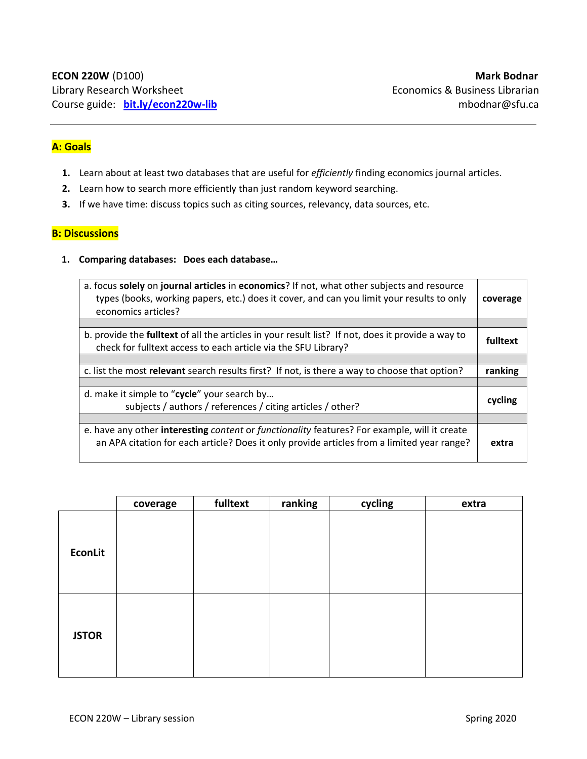**ECON 220W** (D100)
Library Research Worksheet
Course guide: **bit.ly/econ220w-lib**

**Mark Bodnar**
Economics & Business Librarian
mbodnar@sfu.ca

---

## A: Goals

1. Learn about at least two databases that are useful for *efficiently* finding economics journal articles.
2. Learn how to search more efficiently than just random keyword searching.
3. If we have time: discuss topics such as citing sources, relevancy, data sources, etc.

## B: Discussions

1. **Comparing databases: Does each database…**

| | |
|---|---|
| a. focus **solely** on **journal articles** in **economics**? If not, what other subjects and resource types (books, working papers, etc.) does it cover, and can you limit your results to only economics articles? | **coverage** |
| b. provide the **fulltext** of all the articles in your result list? If not, does it provide a way to check for fulltext access to each article via the SFU Library? | **fulltext** |
| c. list the most **relevant** search results first? If not, is there a way to choose that option? | **ranking** |
| d. make it simple to "**cycle**" your search by… subjects / authors / references / citing articles / other? | **cycling** |
| e. have any other **interesting** *content* or *functionality* features? For example, will it create an APA citation for each article? Does it only provide articles from a limited year range? | **extra** |

| | coverage | fulltext | ranking | cycling | extra |
|---|---|---|---|---|---|
| **EconLit** | | | | | |
| **JSTOR** | | | | | |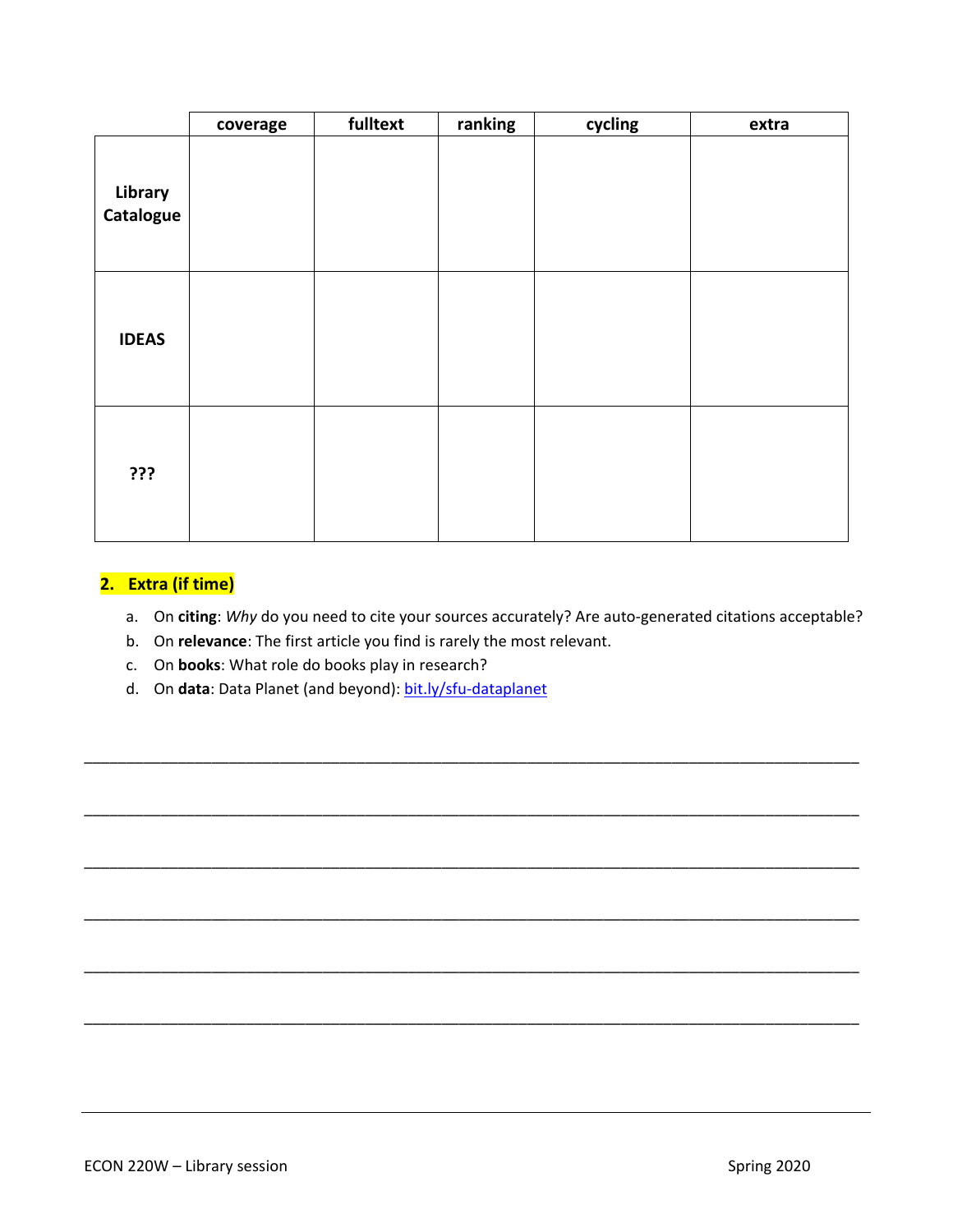| | coverage | fulltext | ranking | cycling | extra |
|---|---|---|---|---|---|
| **Library Catalogue** | | | | | |
| **IDEAS** | | | | | |
| **???** | | | | | |

## 2. Extra (if time)

a. On **citing**: *Why* do you need to cite your sources accurately? Are auto-generated citations acceptable?
b. On **relevance**: The first article you find is rarely the most relevant.
c. On **books**: What role do books play in research?
d. On **data**: Data Planet (and beyond): bit.ly/sfu-dataplanet

______________________________________________________________________________

______________________________________________________________________________

______________________________________________________________________________

______________________________________________________________________________

______________________________________________________________________________

______________________________________________________________________________

ECON 220W – Library session Spring 2020